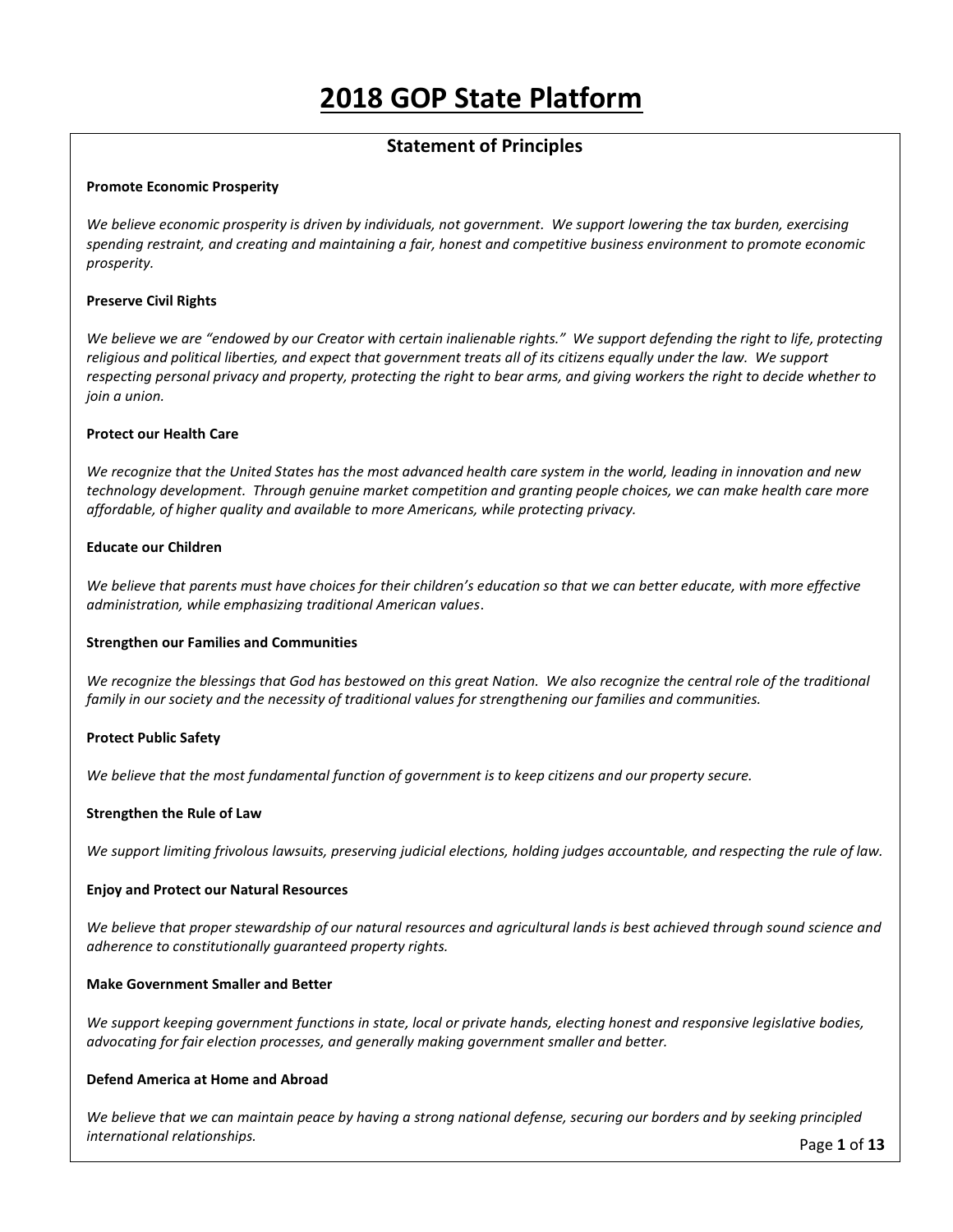# 2018 GOP State Platform

## Statement of Principles

**Promote Economic Prosperity**

*We believe economic prosperity is driven by individuals, not government. We support lowering the tax burden, exercising spending restraint, and creating and maintaining a fair, honest and competitive business environment to promote economic prosperity.*

**Preserve Civil Rights**

*We believe we are "endowed by our Creator with certain inalienable rights." We support defending the right to life, protecting religious and political liberties, and expect that government treats all of its citizens equally under the law. We support respecting personal privacy and property, protecting the right to bear arms, and giving workers the right to decide whether to join a union.*

**Protect our Health Care**

*We recognize that the United States has the most advanced health care system in the world, leading in innovation and new technology development. Through genuine market competition and granting people choices, we can make health care more affordable, of higher quality and available to more Americans, while protecting privacy.*

**Educate our Children**

*We believe that parents must have choices for their children's education so that we can better educate, with more effective administration, while emphasizing traditional American values*.

**Strengthen our Families and Communities**

*We recognize the blessings that God has bestowed on this great Nation. We also recognize the central role of the traditional family in our society and the necessity of traditional values for strengthening our families and communities.*

**Protect Public Safety**

*We believe that the most fundamental function of government is to keep citizens and our property secure.*

**Strengthen the Rule of Law**

*We support limiting frivolous lawsuits, preserving judicial elections, holding judges accountable, and respecting the rule of law.*

**Enjoy and Protect our Natural Resources**

*We believe that proper stewardship of our natural resources and agricultural lands is best achieved through sound science and adherence to constitutionally guaranteed property rights.*

**Make Government Smaller and Better**

*We support keeping government functions in state, local or private hands, electing honest and responsive legislative bodies, advocating for fair election processes, and generally making government smaller and better.*

**Defend America at Home and Abroad**

*We believe that we can maintain peace by having a strong national defense, securing our borders and by seeking principled international relationships.*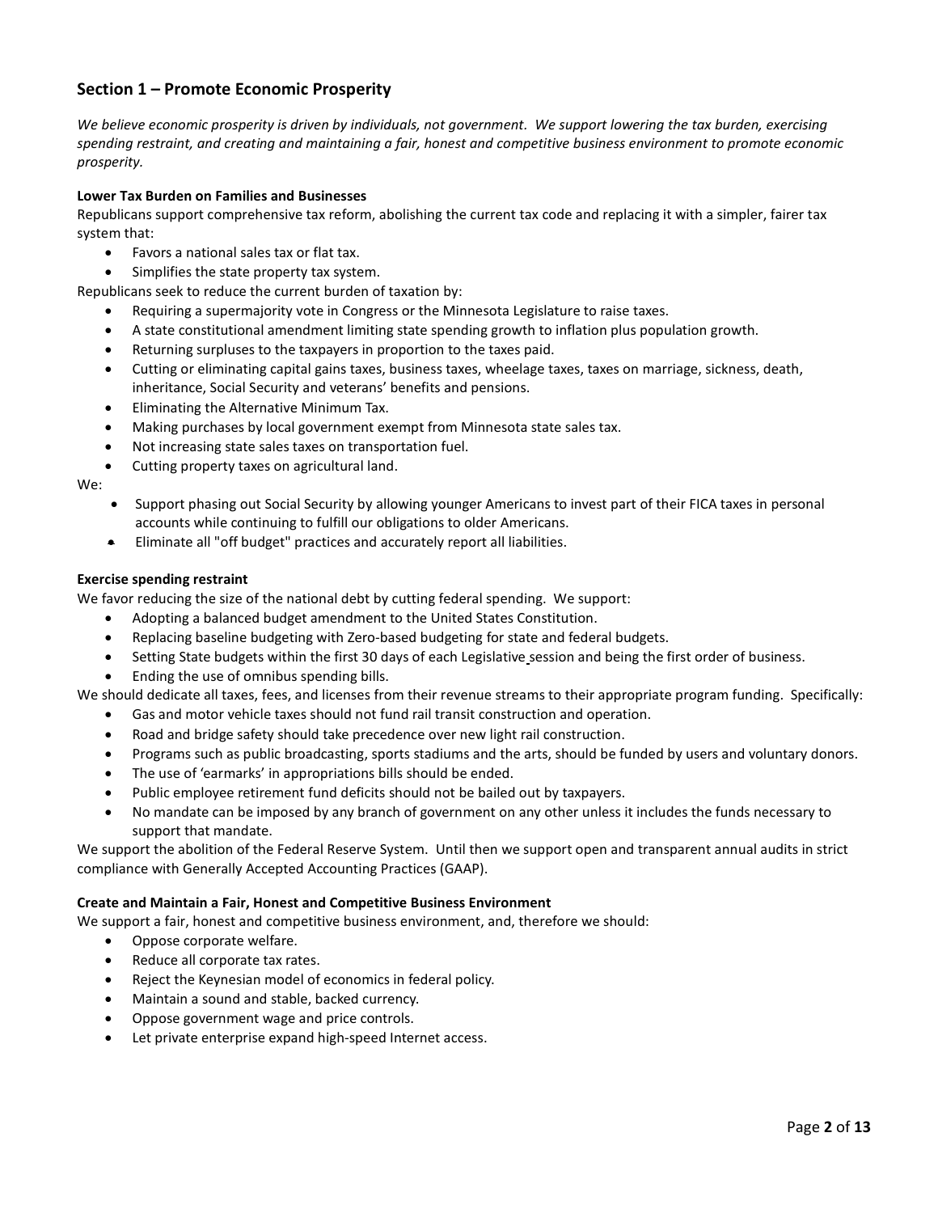## Section 1 – Promote Economic Prosperity

*We believe economic prosperity is driven by individuals, not government. We support lowering the tax burden, exercising spending restraint, and creating and maintaining a fair, honest and competitive business environment to promote economic prosperity.*

**Lower Tax Burden on Families and Businesses**

Republicans support comprehensive tax reform, abolishing the current tax code and replacing it with a simpler, fairer tax system that:

- Favors a national sales tax or flat tax.
- Simplifies the state property tax system.

Republicans seek to reduce the current burden of taxation by:

- Requiring a supermajority vote in Congress or the Minnesota Legislature to raise taxes.
- A state constitutional amendment limiting state spending growth to inflation plus population growth.
- Returning surpluses to the taxpayers in proportion to the taxes paid.
- Cutting or eliminating capital gains taxes, business taxes, wheelage taxes, taxes on marriage, sickness, death, inheritance, Social Security and veterans' benefits and pensions.
- Eliminating the Alternative Minimum Tax.
- Making purchases by local government exempt from Minnesota state sales tax.
- Not increasing state sales taxes on transportation fuel.
- Cutting property taxes on agricultural land.

We:

- Support phasing out Social Security by allowing younger Americans to invest part of their FICA taxes in personal accounts while continuing to fulfill our obligations to older Americans.
- Eliminate all "off budget" practices and accurately report all liabilities.

**Exercise spending restraint**

We favor reducing the size of the national debt by cutting federal spending. We support:

- Adopting a balanced budget amendment to the United States Constitution.
- Replacing baseline budgeting with Zero-based budgeting for state and federal budgets.
- Setting State budgets within the first 30 days of each Legislative session and being the first order of business.
- Ending the use of omnibus spending bills.

We should dedicate all taxes, fees, and licenses from their revenue streams to their appropriate program funding. Specifically:

- Gas and motor vehicle taxes should not fund rail transit construction and operation.
- Road and bridge safety should take precedence over new light rail construction.
- Programs such as public broadcasting, sports stadiums and the arts, should be funded by users and voluntary donors.
- The use of 'earmarks' in appropriations bills should be ended.
- Public employee retirement fund deficits should not be bailed out by taxpayers.
- No mandate can be imposed by any branch of government on any other unless it includes the funds necessary to support that mandate.

We support the abolition of the Federal Reserve System. Until then we support open and transparent annual audits in strict compliance with Generally Accepted Accounting Practices (GAAP).

**Create and Maintain a Fair, Honest and Competitive Business Environment**

We support a fair, honest and competitive business environment, and, therefore we should:

- Oppose corporate welfare.
- Reduce all corporate tax rates.
- Reject the Keynesian model of economics in federal policy.
- Maintain a sound and stable, backed currency.
- Oppose government wage and price controls.
- Let private enterprise expand high-speed Internet access.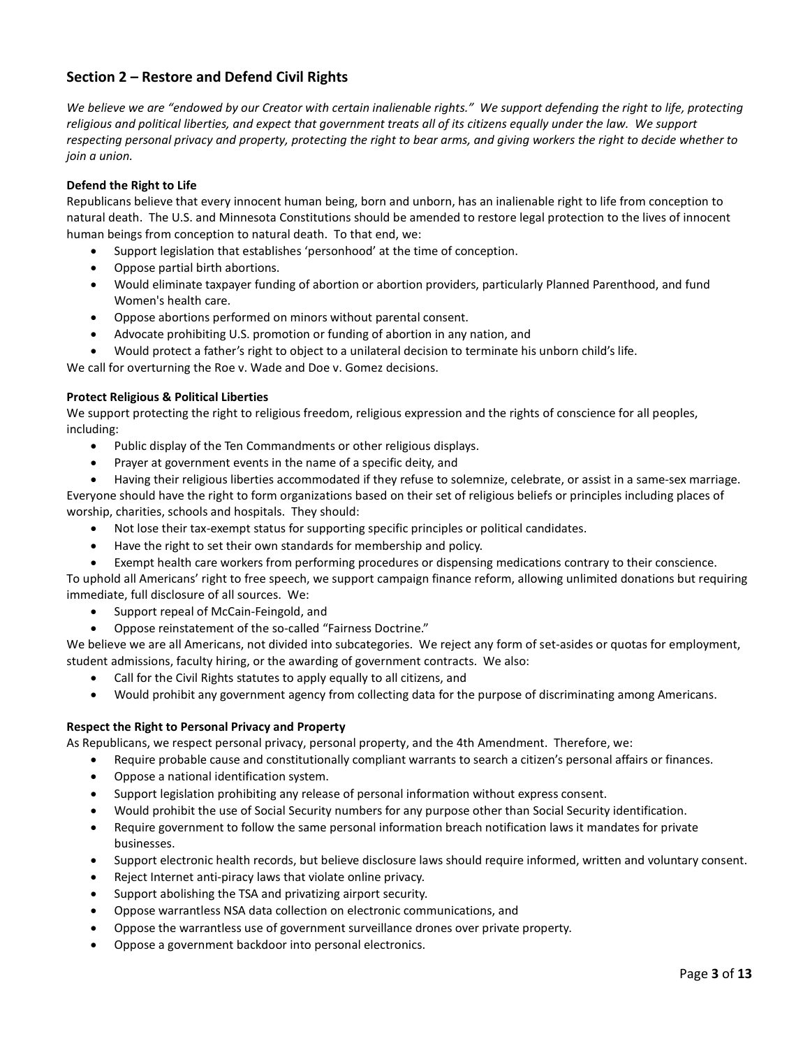## Section 2 – Restore and Defend Civil Rights

*We believe we are "endowed by our Creator with certain inalienable rights." We support defending the right to life, protecting religious and political liberties, and expect that government treats all of its citizens equally under the law. We support respecting personal privacy and property, protecting the right to bear arms, and giving workers the right to decide whether to join a union.*

**Defend the Right to Life**

Republicans believe that every innocent human being, born and unborn, has an inalienable right to life from conception to natural death. The U.S. and Minnesota Constitutions should be amended to restore legal protection to the lives of innocent human beings from conception to natural death. To that end, we:

- Support legislation that establishes 'personhood' at the time of conception.
- Oppose partial birth abortions.
- Would eliminate taxpayer funding of abortion or abortion providers, particularly Planned Parenthood, and fund Women's health care.
- Oppose abortions performed on minors without parental consent.
- Advocate prohibiting U.S. promotion or funding of abortion in any nation, and
- Would protect a father's right to object to a unilateral decision to terminate his unborn child's life.

We call for overturning the Roe v. Wade and Doe v. Gomez decisions.

**Protect Religious & Political Liberties**

We support protecting the right to religious freedom, religious expression and the rights of conscience for all peoples, including:

- Public display of the Ten Commandments or other religious displays.
- Prayer at government events in the name of a specific deity, and
- Having their religious liberties accommodated if they refuse to solemnize, celebrate, or assist in a same-sex marriage.

Everyone should have the right to form organizations based on their set of religious beliefs or principles including places of worship, charities, schools and hospitals. They should:

- Not lose their tax-exempt status for supporting specific principles or political candidates.
- Have the right to set their own standards for membership and policy.
- Exempt health care workers from performing procedures or dispensing medications contrary to their conscience.

To uphold all Americans' right to free speech, we support campaign finance reform, allowing unlimited donations but requiring immediate, full disclosure of all sources. We:

- Support repeal of McCain-Feingold, and
- Oppose reinstatement of the so-called "Fairness Doctrine."

We believe we are all Americans, not divided into subcategories. We reject any form of set-asides or quotas for employment, student admissions, faculty hiring, or the awarding of government contracts. We also:

- Call for the Civil Rights statutes to apply equally to all citizens, and
- Would prohibit any government agency from collecting data for the purpose of discriminating among Americans.

**Respect the Right to Personal Privacy and Property**

As Republicans, we respect personal privacy, personal property, and the 4th Amendment. Therefore, we:

- Require probable cause and constitutionally compliant warrants to search a citizen's personal affairs or finances.
- Oppose a national identification system.
- Support legislation prohibiting any release of personal information without express consent.
- Would prohibit the use of Social Security numbers for any purpose other than Social Security identification.
- Require government to follow the same personal information breach notification laws it mandates for private businesses.
- Support electronic health records, but believe disclosure laws should require informed, written and voluntary consent.
- Reject Internet anti-piracy laws that violate online privacy.
- Support abolishing the TSA and privatizing airport security.
- Oppose warrantless NSA data collection on electronic communications, and
- Oppose the warrantless use of government surveillance drones over private property.
- Oppose a government backdoor into personal electronics.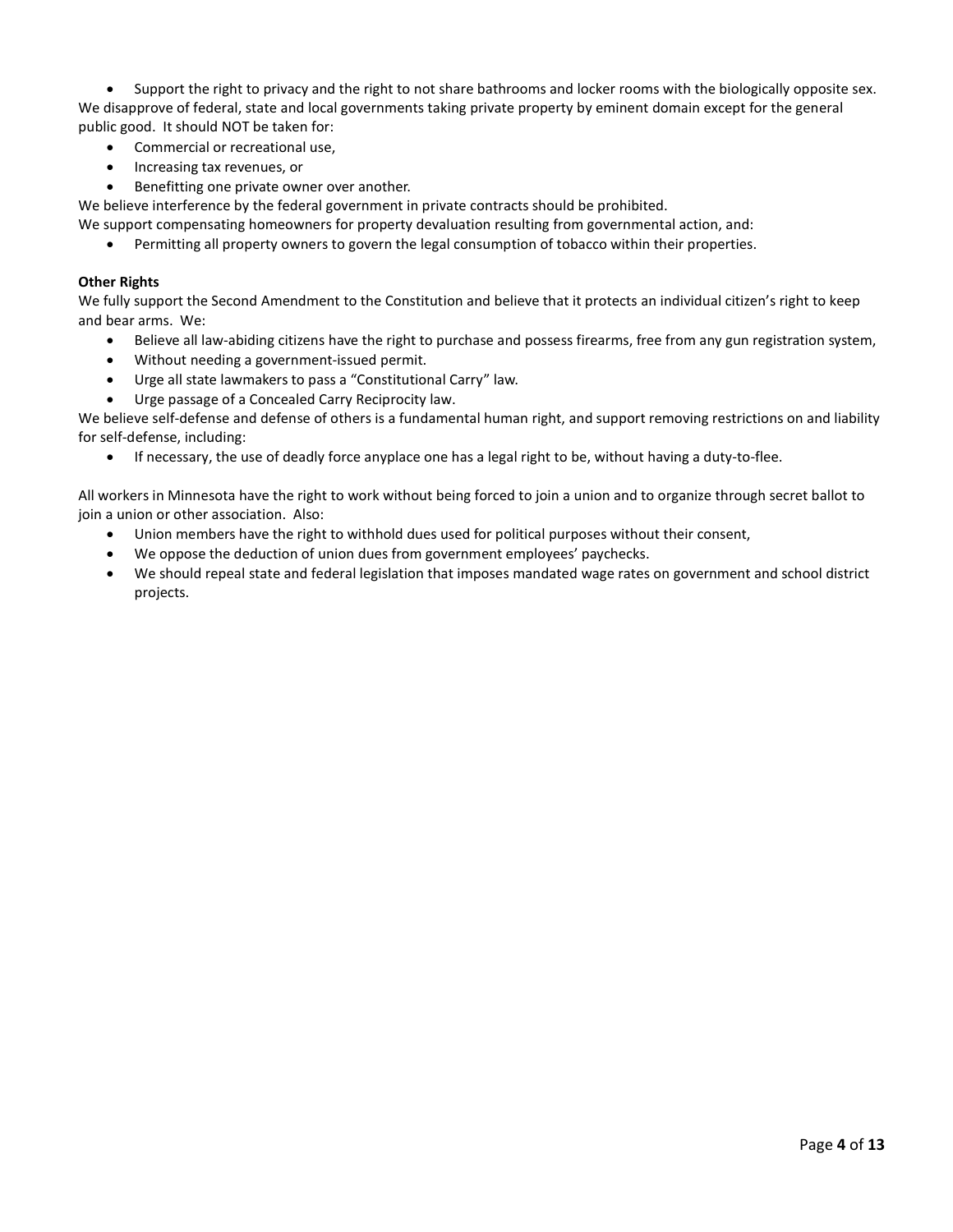- Support the right to privacy and the right to not share bathrooms and locker rooms with the biologically opposite sex.

We disapprove of federal, state and local governments taking private property by eminent domain except for the general public good. It should NOT be taken for:

- Commercial or recreational use,
- Increasing tax revenues, or
- Benefitting one private owner over another.

We believe interference by the federal government in private contracts should be prohibited.

We support compensating homeowners for property devaluation resulting from governmental action, and:

- Permitting all property owners to govern the legal consumption of tobacco within their properties.

**Other Rights**

We fully support the Second Amendment to the Constitution and believe that it protects an individual citizen's right to keep and bear arms. We:

- Believe all law-abiding citizens have the right to purchase and possess firearms, free from any gun registration system,
- Without needing a government-issued permit.
- Urge all state lawmakers to pass a "Constitutional Carry" law.
- Urge passage of a Concealed Carry Reciprocity law.

We believe self-defense and defense of others is a fundamental human right, and support removing restrictions on and liability for self-defense, including:

- If necessary, the use of deadly force anyplace one has a legal right to be, without having a duty-to-flee.

All workers in Minnesota have the right to work without being forced to join a union and to organize through secret ballot to join a union or other association. Also:

- Union members have the right to withhold dues used for political purposes without their consent,
- We oppose the deduction of union dues from government employees' paychecks.
- We should repeal state and federal legislation that imposes mandated wage rates on government and school district projects.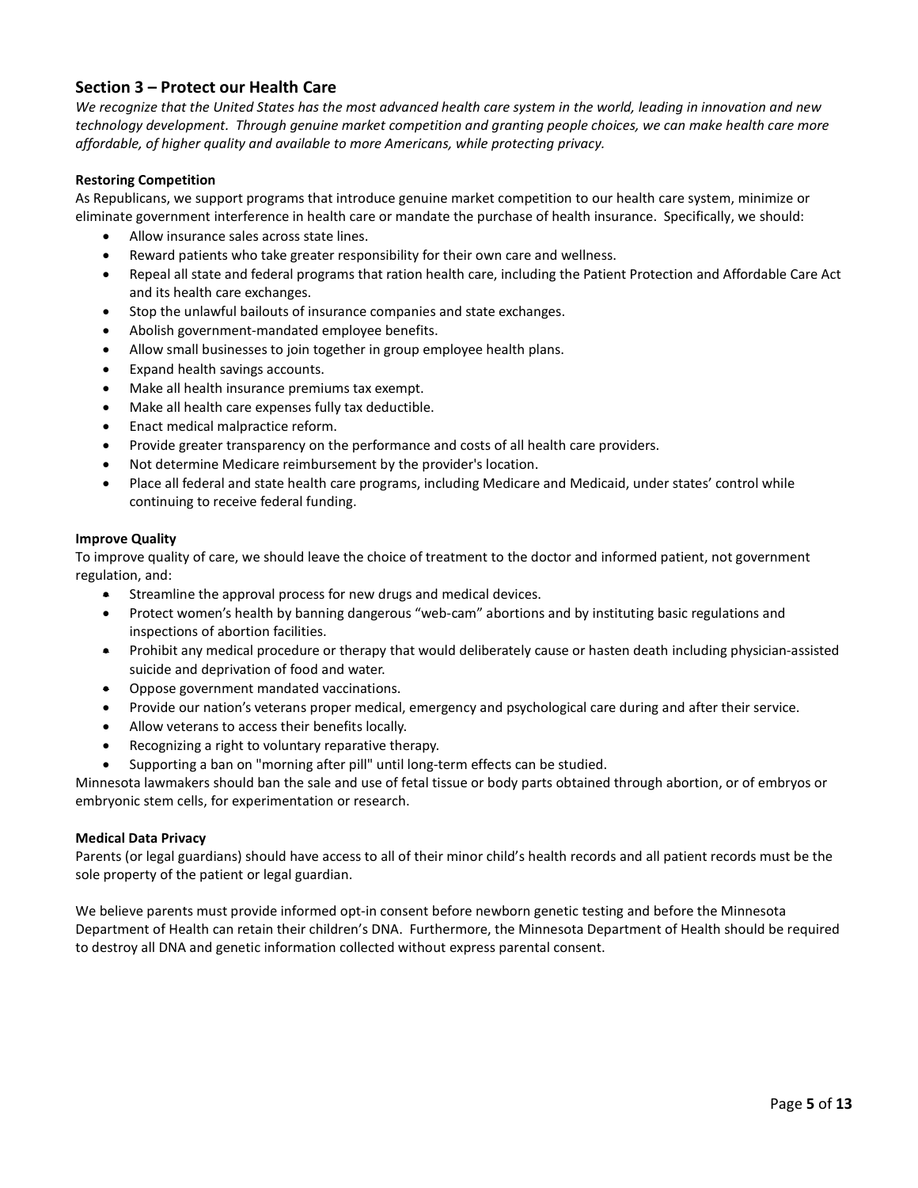## Section 3 – Protect our Health Care

*We recognize that the United States has the most advanced health care system in the world, leading in innovation and new technology development. Through genuine market competition and granting people choices, we can make health care more affordable, of higher quality and available to more Americans, while protecting privacy.*

**Restoring Competition**

As Republicans, we support programs that introduce genuine market competition to our health care system, minimize or eliminate government interference in health care or mandate the purchase of health insurance. Specifically, we should:

- Allow insurance sales across state lines.
- Reward patients who take greater responsibility for their own care and wellness.
- Repeal all state and federal programs that ration health care, including the Patient Protection and Affordable Care Act and its health care exchanges.
- Stop the unlawful bailouts of insurance companies and state exchanges.
- Abolish government-mandated employee benefits.
- Allow small businesses to join together in group employee health plans.
- Expand health savings accounts.
- Make all health insurance premiums tax exempt.
- Make all health care expenses fully tax deductible.
- Enact medical malpractice reform.
- Provide greater transparency on the performance and costs of all health care providers.
- Not determine Medicare reimbursement by the provider's location.
- Place all federal and state health care programs, including Medicare and Medicaid, under states' control while continuing to receive federal funding.

**Improve Quality**

To improve quality of care, we should leave the choice of treatment to the doctor and informed patient, not government regulation, and:

- Streamline the approval process for new drugs and medical devices.
- Protect women's health by banning dangerous "web-cam" abortions and by instituting basic regulations and inspections of abortion facilities.
- Prohibit any medical procedure or therapy that would deliberately cause or hasten death including physician-assisted suicide and deprivation of food and water.
- Oppose government mandated vaccinations.
- Provide our nation's veterans proper medical, emergency and psychological care during and after their service.
- Allow veterans to access their benefits locally.
- Recognizing a right to voluntary reparative therapy.
- Supporting a ban on "morning after pill" until long-term effects can be studied.

Minnesota lawmakers should ban the sale and use of fetal tissue or body parts obtained through abortion, or of embryos or embryonic stem cells, for experimentation or research.

**Medical Data Privacy**

Parents (or legal guardians) should have access to all of their minor child's health records and all patient records must be the sole property of the patient or legal guardian.

We believe parents must provide informed opt-in consent before newborn genetic testing and before the Minnesota Department of Health can retain their children's DNA. Furthermore, the Minnesota Department of Health should be required to destroy all DNA and genetic information collected without express parental consent.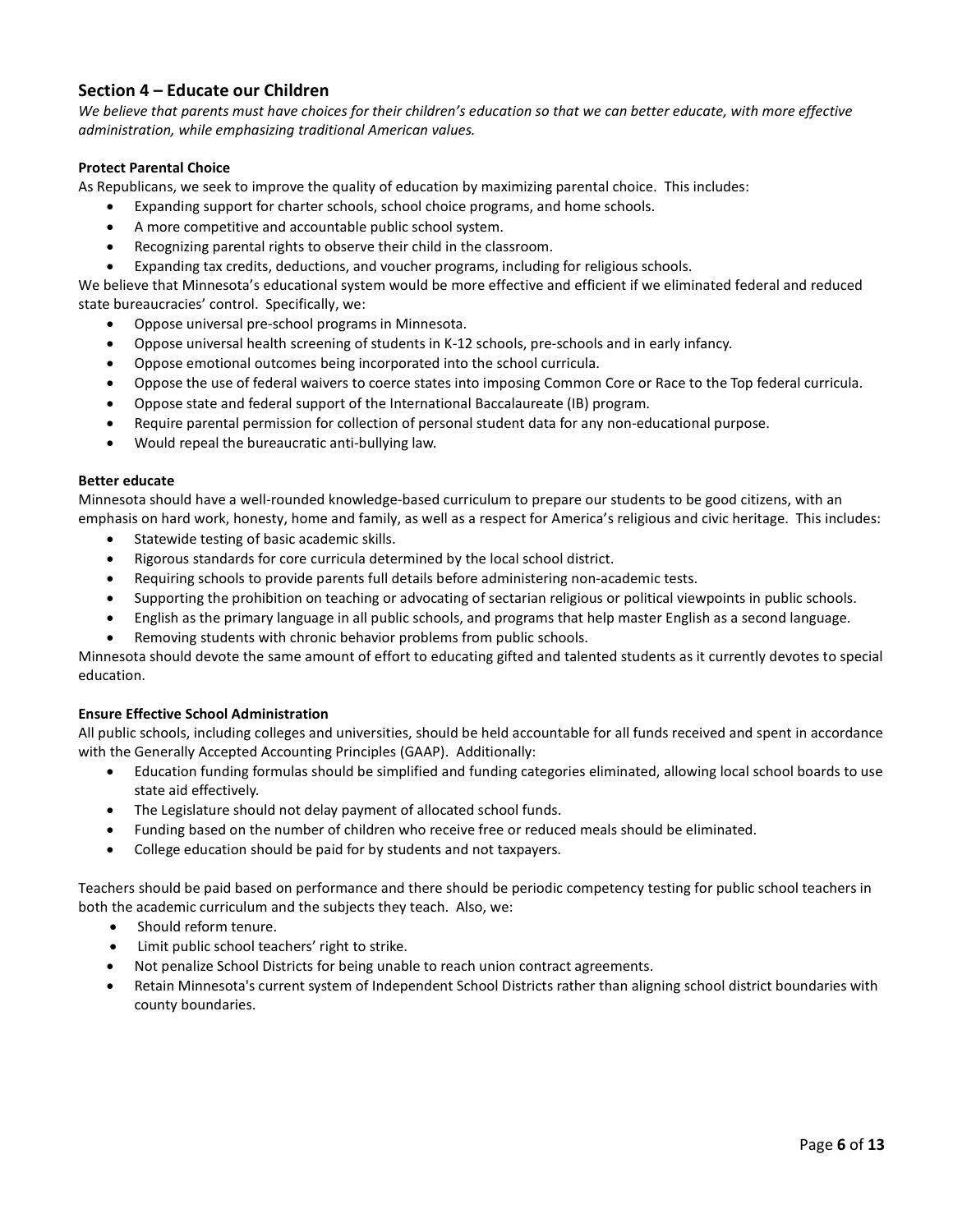## Section 4 – Educate our Children

*We believe that parents must have choices for their children's education so that we can better educate, with more effective administration, while emphasizing traditional American values.*

**Protect Parental Choice**

As Republicans, we seek to improve the quality of education by maximizing parental choice. This includes:

- Expanding support for charter schools, school choice programs, and home schools.
- A more competitive and accountable public school system.
- Recognizing parental rights to observe their child in the classroom.
- Expanding tax credits, deductions, and voucher programs, including for religious schools.

We believe that Minnesota's educational system would be more effective and efficient if we eliminated federal and reduced state bureaucracies' control. Specifically, we:

- Oppose universal pre-school programs in Minnesota.
- Oppose universal health screening of students in K-12 schools, pre-schools and in early infancy.
- Oppose emotional outcomes being incorporated into the school curricula.
- Oppose the use of federal waivers to coerce states into imposing Common Core or Race to the Top federal curricula.
- Oppose state and federal support of the International Baccalaureate (IB) program.
- Require parental permission for collection of personal student data for any non-educational purpose.
- Would repeal the bureaucratic anti-bullying law.

**Better educate**

Minnesota should have a well-rounded knowledge-based curriculum to prepare our students to be good citizens, with an emphasis on hard work, honesty, home and family, as well as a respect for America's religious and civic heritage. This includes:

- Statewide testing of basic academic skills.
- Rigorous standards for core curricula determined by the local school district.
- Requiring schools to provide parents full details before administering non-academic tests.
- Supporting the prohibition on teaching or advocating of sectarian religious or political viewpoints in public schools.
- English as the primary language in all public schools, and programs that help master English as a second language.
- Removing students with chronic behavior problems from public schools.

Minnesota should devote the same amount of effort to educating gifted and talented students as it currently devotes to special education.

**Ensure Effective School Administration**

All public schools, including colleges and universities, should be held accountable for all funds received and spent in accordance with the Generally Accepted Accounting Principles (GAAP). Additionally:

- Education funding formulas should be simplified and funding categories eliminated, allowing local school boards to use state aid effectively.
- The Legislature should not delay payment of allocated school funds.
- Funding based on the number of children who receive free or reduced meals should be eliminated.
- College education should be paid for by students and not taxpayers.

Teachers should be paid based on performance and there should be periodic competency testing for public school teachers in both the academic curriculum and the subjects they teach. Also, we:

- Should reform tenure.
- Limit public school teachers' right to strike.
- Not penalize School Districts for being unable to reach union contract agreements.
- Retain Minnesota's current system of Independent School Districts rather than aligning school district boundaries with county boundaries.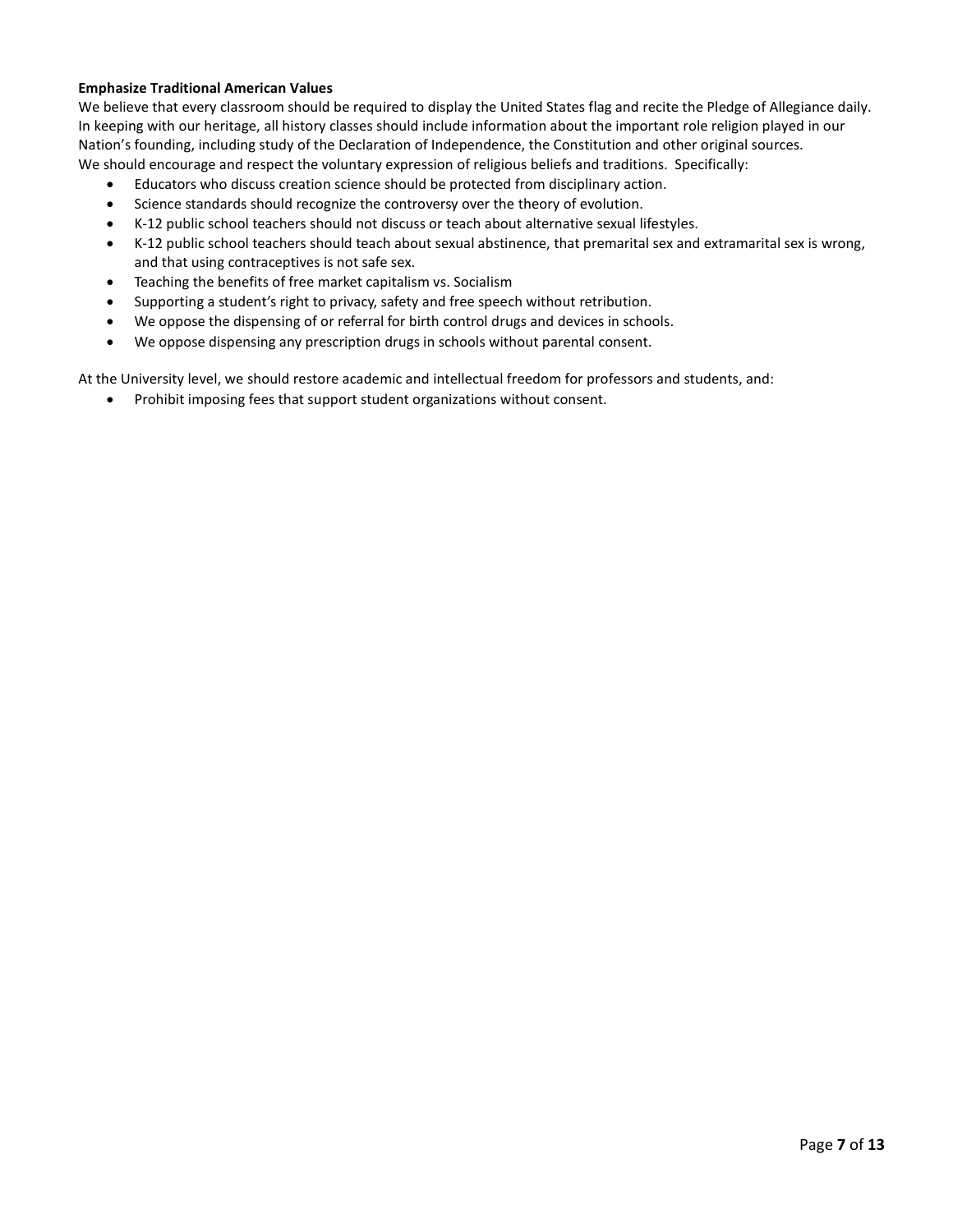**Emphasize Traditional American Values**

We believe that every classroom should be required to display the United States flag and recite the Pledge of Allegiance daily. In keeping with our heritage, all history classes should include information about the important role religion played in our Nation's founding, including study of the Declaration of Independence, the Constitution and other original sources.
We should encourage and respect the voluntary expression of religious beliefs and traditions. Specifically:

- Educators who discuss creation science should be protected from disciplinary action.
- Science standards should recognize the controversy over the theory of evolution.
- K-12 public school teachers should not discuss or teach about alternative sexual lifestyles.
- K-12 public school teachers should teach about sexual abstinence, that premarital sex and extramarital sex is wrong, and that using contraceptives is not safe sex.
- Teaching the benefits of free market capitalism vs. Socialism
- Supporting a student's right to privacy, safety and free speech without retribution.
- We oppose the dispensing of or referral for birth control drugs and devices in schools.
- We oppose dispensing any prescription drugs in schools without parental consent.

At the University level, we should restore academic and intellectual freedom for professors and students, and:

- Prohibit imposing fees that support student organizations without consent.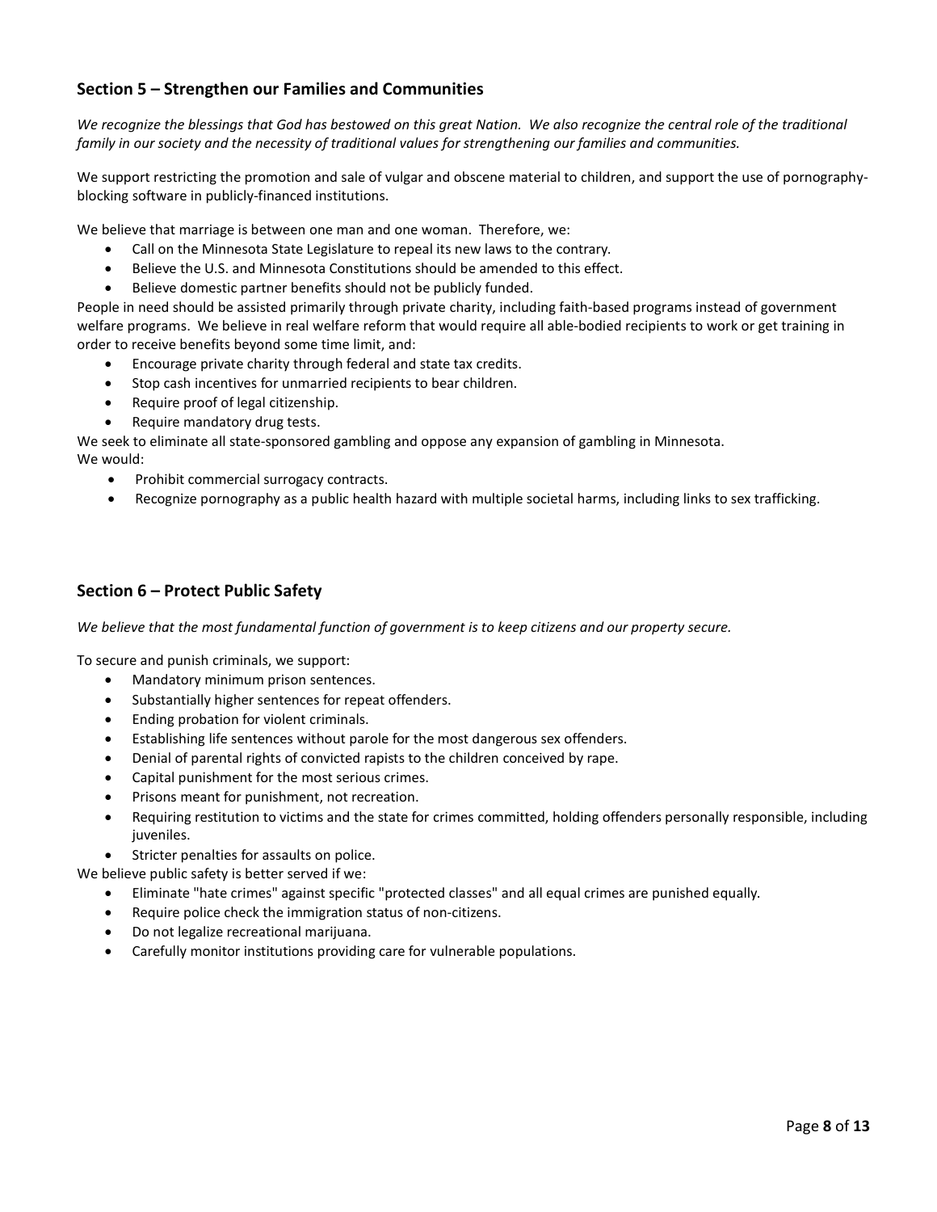## Section 5 – Strengthen our Families and Communities

*We recognize the blessings that God has bestowed on this great Nation. We also recognize the central role of the traditional family in our society and the necessity of traditional values for strengthening our families and communities.*

We support restricting the promotion and sale of vulgar and obscene material to children, and support the use of pornography-blocking software in publicly-financed institutions.

We believe that marriage is between one man and one woman. Therefore, we:

- Call on the Minnesota State Legislature to repeal its new laws to the contrary.
- Believe the U.S. and Minnesota Constitutions should be amended to this effect.
- Believe domestic partner benefits should not be publicly funded.

People in need should be assisted primarily through private charity, including faith-based programs instead of government welfare programs. We believe in real welfare reform that would require all able-bodied recipients to work or get training in order to receive benefits beyond some time limit, and:

- Encourage private charity through federal and state tax credits.
- Stop cash incentives for unmarried recipients to bear children.
- Require proof of legal citizenship.
- Require mandatory drug tests.

We seek to eliminate all state-sponsored gambling and oppose any expansion of gambling in Minnesota.
We would:

- Prohibit commercial surrogacy contracts.
- Recognize pornography as a public health hazard with multiple societal harms, including links to sex trafficking.

## Section 6 – Protect Public Safety

*We believe that the most fundamental function of government is to keep citizens and our property secure.*

To secure and punish criminals, we support:

- Mandatory minimum prison sentences.
- Substantially higher sentences for repeat offenders.
- Ending probation for violent criminals.
- Establishing life sentences without parole for the most dangerous sex offenders.
- Denial of parental rights of convicted rapists to the children conceived by rape.
- Capital punishment for the most serious crimes.
- Prisons meant for punishment, not recreation.
- Requiring restitution to victims and the state for crimes committed, holding offenders personally responsible, including juveniles.
- Stricter penalties for assaults on police.

We believe public safety is better served if we:

- Eliminate "hate crimes" against specific "protected classes" and all equal crimes are punished equally.
- Require police check the immigration status of non-citizens.
- Do not legalize recreational marijuana.
- Carefully monitor institutions providing care for vulnerable populations.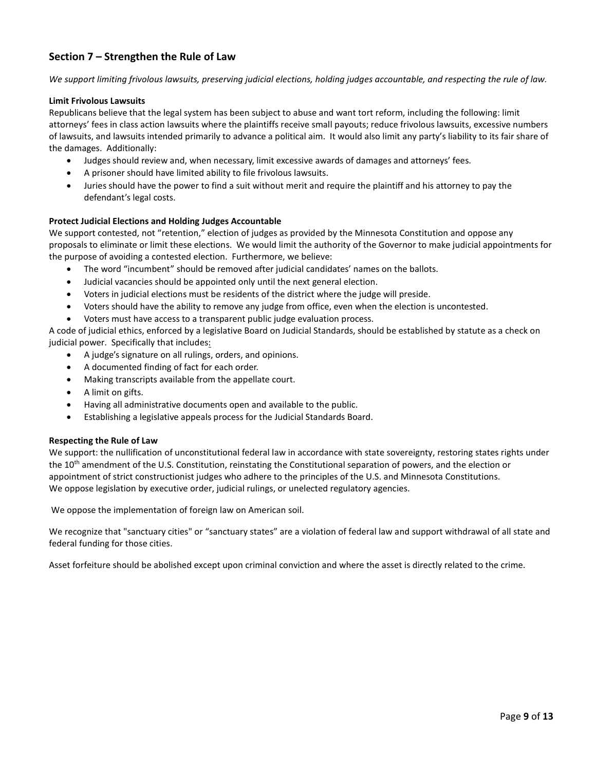## Section 7 – Strengthen the Rule of Law

*We support limiting frivolous lawsuits, preserving judicial elections, holding judges accountable, and respecting the rule of law.*

**Limit Frivolous Lawsuits**

Republicans believe that the legal system has been subject to abuse and want tort reform, including the following: limit attorneys' fees in class action lawsuits where the plaintiffs receive small payouts; reduce frivolous lawsuits, excessive numbers of lawsuits, and lawsuits intended primarily to advance a political aim. It would also limit any party's liability to its fair share of the damages. Additionally:

- Judges should review and, when necessary, limit excessive awards of damages and attorneys' fees.
- A prisoner should have limited ability to file frivolous lawsuits.
- Juries should have the power to find a suit without merit and require the plaintiff and his attorney to pay the defendant's legal costs.

**Protect Judicial Elections and Holding Judges Accountable**

We support contested, not "retention," election of judges as provided by the Minnesota Constitution and oppose any proposals to eliminate or limit these elections. We would limit the authority of the Governor to make judicial appointments for the purpose of avoiding a contested election. Furthermore, we believe:

- The word "incumbent" should be removed after judicial candidates' names on the ballots.
- Judicial vacancies should be appointed only until the next general election.
- Voters in judicial elections must be residents of the district where the judge will preside.
- Voters should have the ability to remove any judge from office, even when the election is uncontested.
- Voters must have access to a transparent public judge evaluation process.

A code of judicial ethics, enforced by a legislative Board on Judicial Standards, should be established by statute as a check on judicial power. Specifically that includes:

- A judge's signature on all rulings, orders, and opinions.
- A documented finding of fact for each order.
- Making transcripts available from the appellate court.
- A limit on gifts.
- Having all administrative documents open and available to the public.
- Establishing a legislative appeals process for the Judicial Standards Board.

**Respecting the Rule of Law**

We support: the nullification of unconstitutional federal law in accordance with state sovereignty, restoring states rights under the 10th amendment of the U.S. Constitution, reinstating the Constitutional separation of powers, and the election or appointment of strict constructionist judges who adhere to the principles of the U.S. and Minnesota Constitutions.
We oppose legislation by executive order, judicial rulings, or unelected regulatory agencies.

We oppose the implementation of foreign law on American soil.

We recognize that "sanctuary cities" or "sanctuary states" are a violation of federal law and support withdrawal of all state and federal funding for those cities.

Asset forfeiture should be abolished except upon criminal conviction and where the asset is directly related to the crime.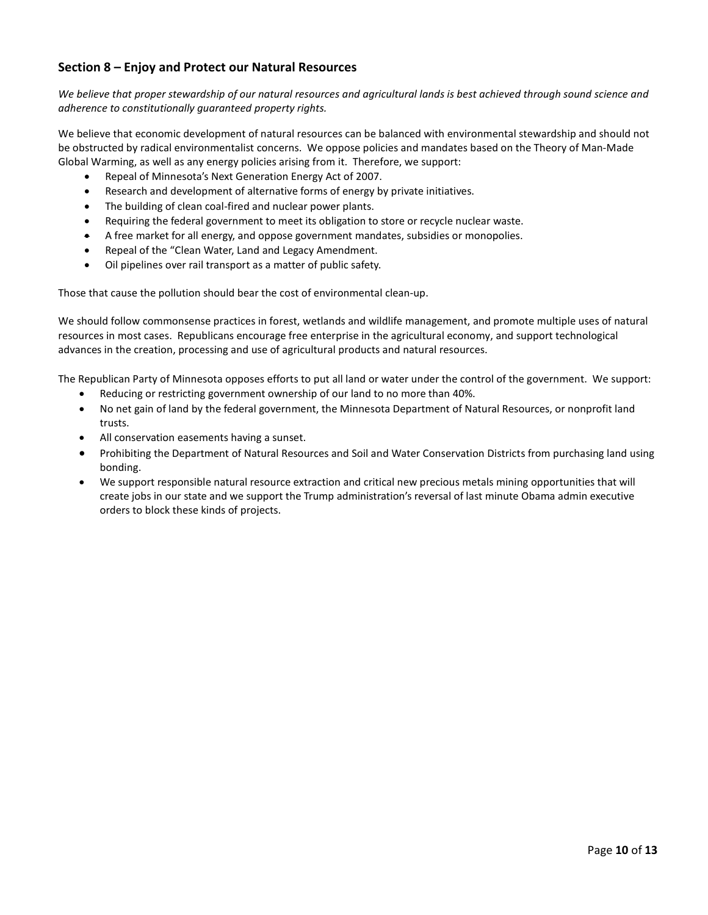## Section 8 – Enjoy and Protect our Natural Resources

*We believe that proper stewardship of our natural resources and agricultural lands is best achieved through sound science and adherence to constitutionally guaranteed property rights.*

We believe that economic development of natural resources can be balanced with environmental stewardship and should not be obstructed by radical environmentalist concerns. We oppose policies and mandates based on the Theory of Man-Made Global Warming, as well as any energy policies arising from it. Therefore, we support:

- Repeal of Minnesota's Next Generation Energy Act of 2007.
- Research and development of alternative forms of energy by private initiatives.
- The building of clean coal-fired and nuclear power plants.
- Requiring the federal government to meet its obligation to store or recycle nuclear waste.
- A free market for all energy, and oppose government mandates, subsidies or monopolies.
- Repeal of the "Clean Water, Land and Legacy Amendment.
- Oil pipelines over rail transport as a matter of public safety.

Those that cause the pollution should bear the cost of environmental clean-up.

We should follow commonsense practices in forest, wetlands and wildlife management, and promote multiple uses of natural resources in most cases. Republicans encourage free enterprise in the agricultural economy, and support technological advances in the creation, processing and use of agricultural products and natural resources.

The Republican Party of Minnesota opposes efforts to put all land or water under the control of the government. We support:

- Reducing or restricting government ownership of our land to no more than 40%.
- No net gain of land by the federal government, the Minnesota Department of Natural Resources, or nonprofit land trusts.
- All conservation easements having a sunset.
- Prohibiting the Department of Natural Resources and Soil and Water Conservation Districts from purchasing land using bonding.
- We support responsible natural resource extraction and critical new precious metals mining opportunities that will create jobs in our state and we support the Trump administration's reversal of last minute Obama admin executive orders to block these kinds of projects.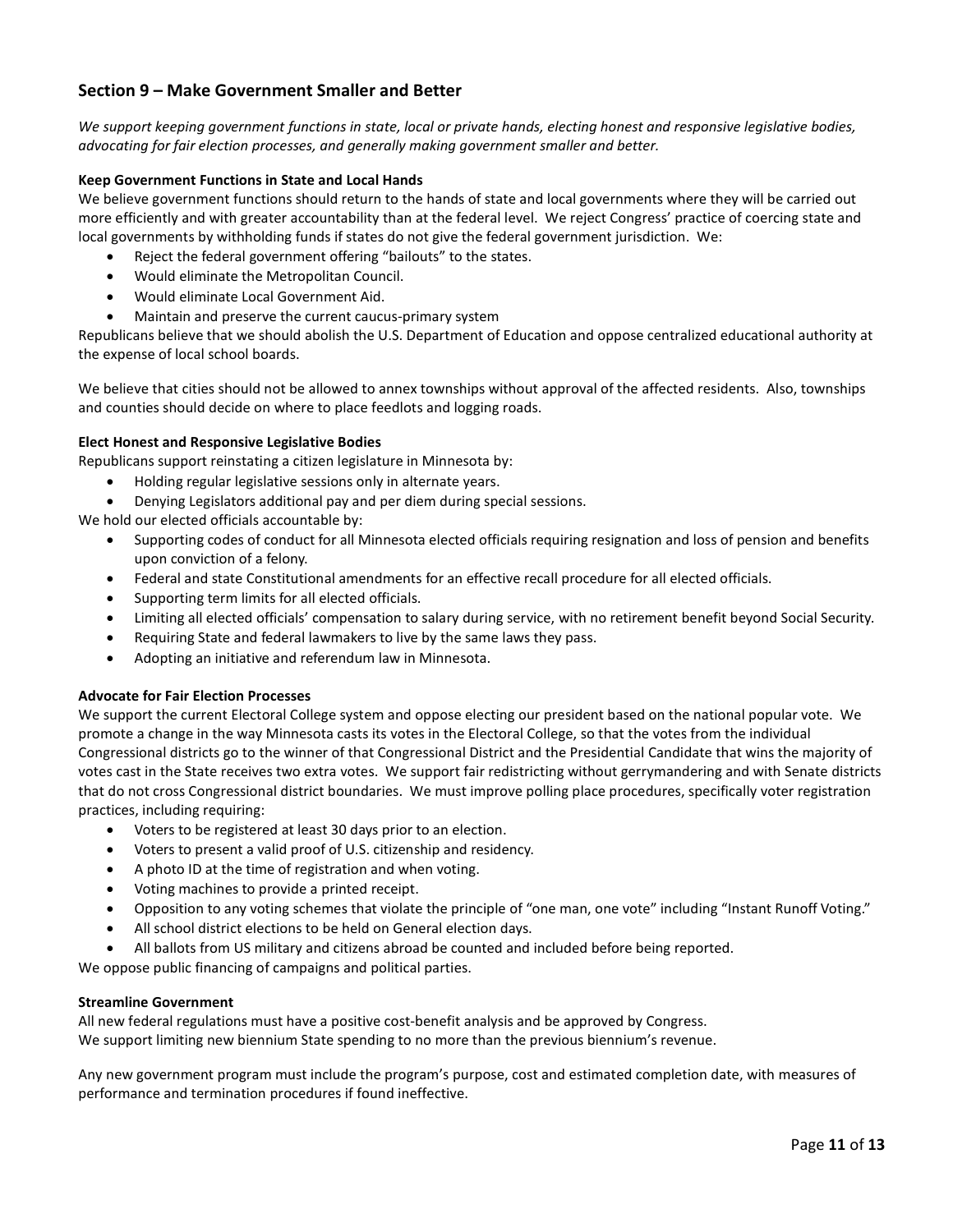## Section 9 – Make Government Smaller and Better

*We support keeping government functions in state, local or private hands, electing honest and responsive legislative bodies, advocating for fair election processes, and generally making government smaller and better.*

**Keep Government Functions in State and Local Hands**

We believe government functions should return to the hands of state and local governments where they will be carried out more efficiently and with greater accountability than at the federal level. We reject Congress' practice of coercing state and local governments by withholding funds if states do not give the federal government jurisdiction. We:

- Reject the federal government offering "bailouts" to the states.
- Would eliminate the Metropolitan Council.
- Would eliminate Local Government Aid.
- Maintain and preserve the current caucus-primary system

Republicans believe that we should abolish the U.S. Department of Education and oppose centralized educational authority at the expense of local school boards.

We believe that cities should not be allowed to annex townships without approval of the affected residents. Also, townships and counties should decide on where to place feedlots and logging roads.

**Elect Honest and Responsive Legislative Bodies**

Republicans support reinstating a citizen legislature in Minnesota by:

- Holding regular legislative sessions only in alternate years.
- Denying Legislators additional pay and per diem during special sessions.

We hold our elected officials accountable by:

- Supporting codes of conduct for all Minnesota elected officials requiring resignation and loss of pension and benefits upon conviction of a felony.
- Federal and state Constitutional amendments for an effective recall procedure for all elected officials.
- Supporting term limits for all elected officials.
- Limiting all elected officials' compensation to salary during service, with no retirement benefit beyond Social Security.
- Requiring State and federal lawmakers to live by the same laws they pass.
- Adopting an initiative and referendum law in Minnesota.

**Advocate for Fair Election Processes**

We support the current Electoral College system and oppose electing our president based on the national popular vote. We promote a change in the way Minnesota casts its votes in the Electoral College, so that the votes from the individual Congressional districts go to the winner of that Congressional District and the Presidential Candidate that wins the majority of votes cast in the State receives two extra votes. We support fair redistricting without gerrymandering and with Senate districts that do not cross Congressional district boundaries. We must improve polling place procedures, specifically voter registration practices, including requiring:

- Voters to be registered at least 30 days prior to an election.
- Voters to present a valid proof of U.S. citizenship and residency.
- A photo ID at the time of registration and when voting.
- Voting machines to provide a printed receipt.
- Opposition to any voting schemes that violate the principle of "one man, one vote" including "Instant Runoff Voting."
- All school district elections to be held on General election days.
- All ballots from US military and citizens abroad be counted and included before being reported.

We oppose public financing of campaigns and political parties.

**Streamline Government**

All new federal regulations must have a positive cost-benefit analysis and be approved by Congress.
We support limiting new biennium State spending to no more than the previous biennium's revenue.

Any new government program must include the program's purpose, cost and estimated completion date, with measures of performance and termination procedures if found ineffective.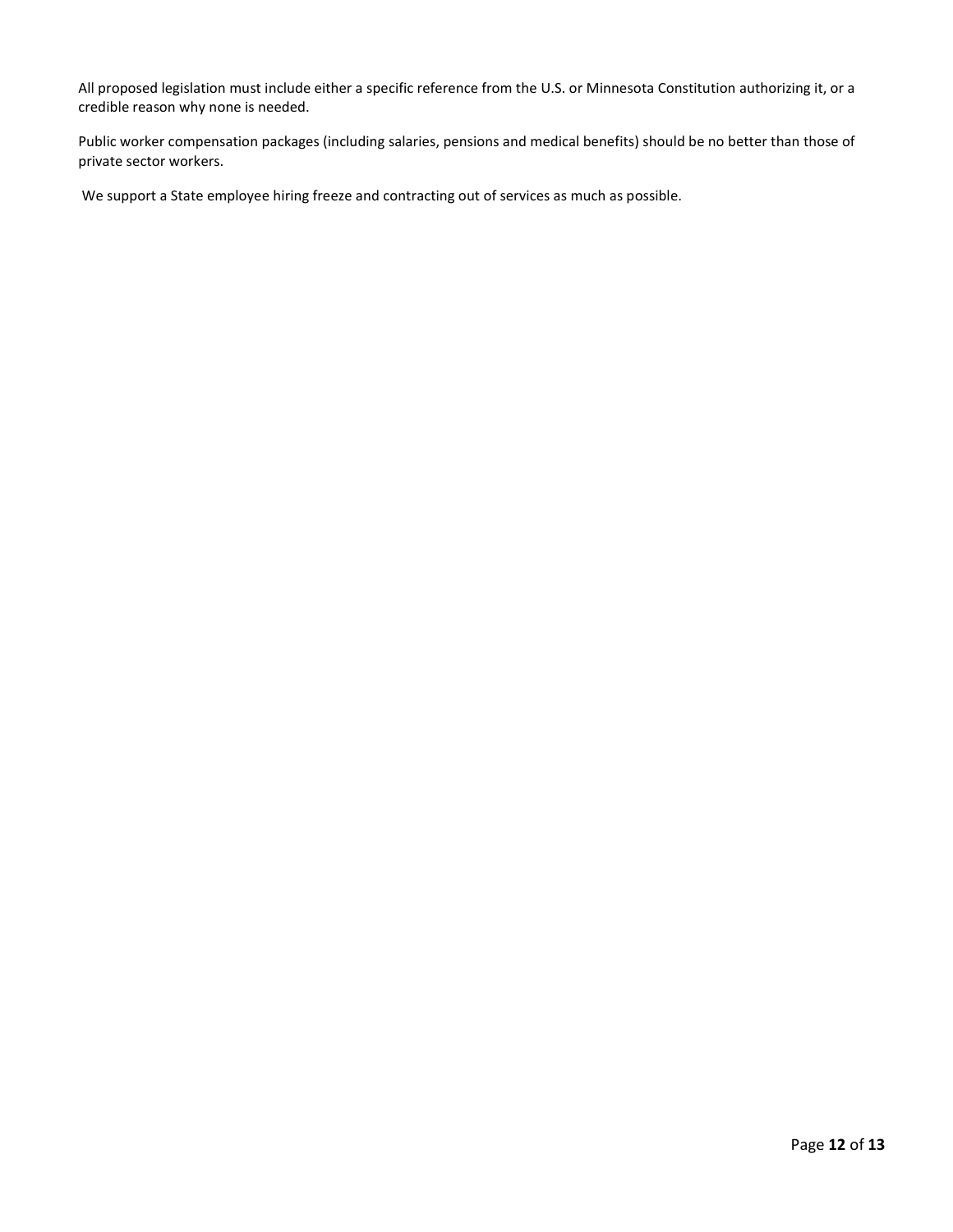All proposed legislation must include either a specific reference from the U.S. or Minnesota Constitution authorizing it, or a credible reason why none is needed.

Public worker compensation packages (including salaries, pensions and medical benefits) should be no better than those of private sector workers.

We support a State employee hiring freeze and contracting out of services as much as possible.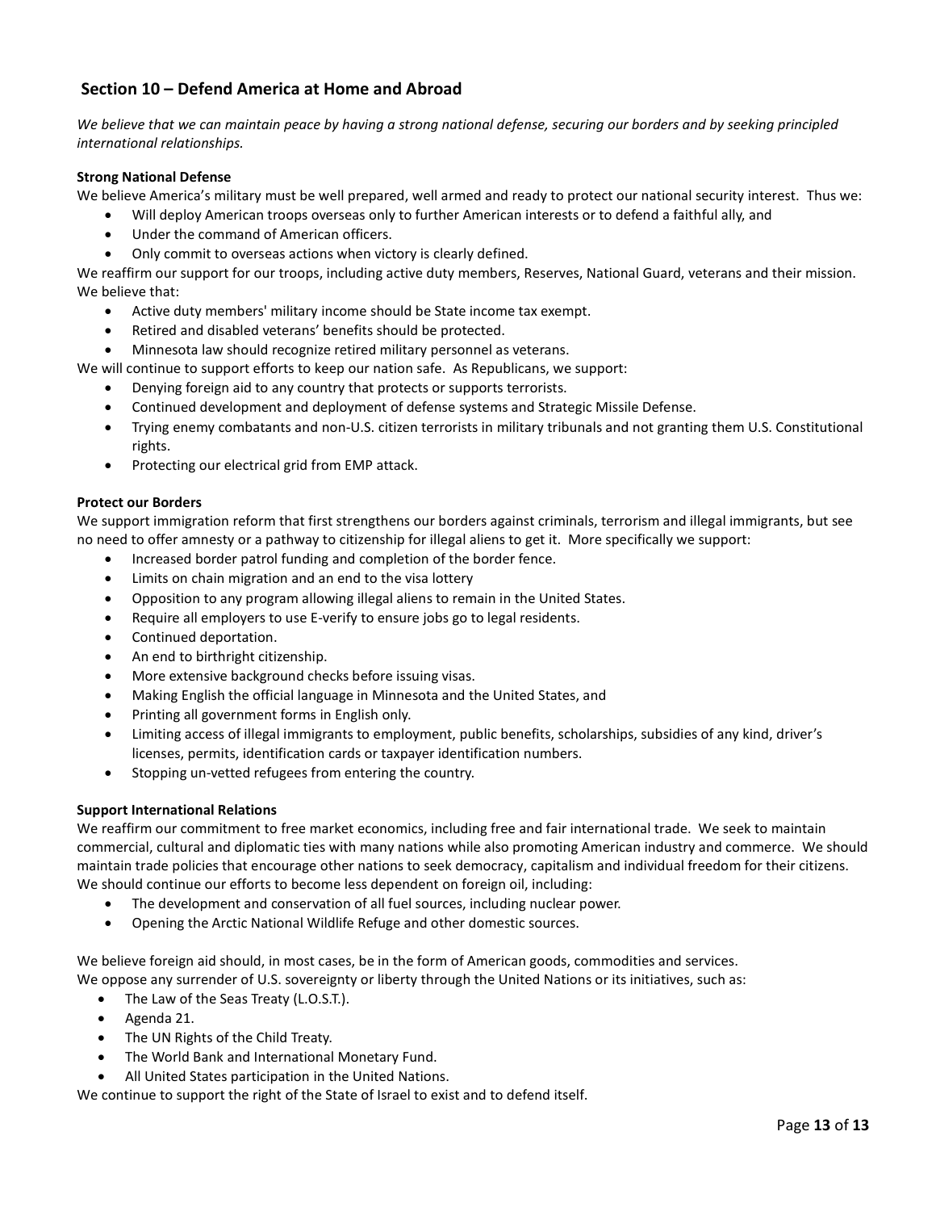## Section 10 – Defend America at Home and Abroad

*We believe that we can maintain peace by having a strong national defense, securing our borders and by seeking principled international relationships.*

**Strong National Defense**

We believe America's military must be well prepared, well armed and ready to protect our national security interest. Thus we:

- Will deploy American troops overseas only to further American interests or to defend a faithful ally, and
- Under the command of American officers.
- Only commit to overseas actions when victory is clearly defined.

We reaffirm our support for our troops, including active duty members, Reserves, National Guard, veterans and their mission. We believe that:

- Active duty members' military income should be State income tax exempt.
- Retired and disabled veterans' benefits should be protected.
- Minnesota law should recognize retired military personnel as veterans.

We will continue to support efforts to keep our nation safe. As Republicans, we support:

- Denying foreign aid to any country that protects or supports terrorists.
- Continued development and deployment of defense systems and Strategic Missile Defense.
- Trying enemy combatants and non-U.S. citizen terrorists in military tribunals and not granting them U.S. Constitutional rights.
- Protecting our electrical grid from EMP attack.

**Protect our Borders**

We support immigration reform that first strengthens our borders against criminals, terrorism and illegal immigrants, but see no need to offer amnesty or a pathway to citizenship for illegal aliens to get it. More specifically we support:

- Increased border patrol funding and completion of the border fence.
- Limits on chain migration and an end to the visa lottery
- Opposition to any program allowing illegal aliens to remain in the United States.
- Require all employers to use E-verify to ensure jobs go to legal residents.
- Continued deportation.
- An end to birthright citizenship.
- More extensive background checks before issuing visas.
- Making English the official language in Minnesota and the United States, and
- Printing all government forms in English only.
- Limiting access of illegal immigrants to employment, public benefits, scholarships, subsidies of any kind, driver's licenses, permits, identification cards or taxpayer identification numbers.
- Stopping un-vetted refugees from entering the country.

**Support International Relations**

We reaffirm our commitment to free market economics, including free and fair international trade. We seek to maintain commercial, cultural and diplomatic ties with many nations while also promoting American industry and commerce. We should maintain trade policies that encourage other nations to seek democracy, capitalism and individual freedom for their citizens. We should continue our efforts to become less dependent on foreign oil, including:

- The development and conservation of all fuel sources, including nuclear power.
- Opening the Arctic National Wildlife Refuge and other domestic sources.

We believe foreign aid should, in most cases, be in the form of American goods, commodities and services.

We oppose any surrender of U.S. sovereignty or liberty through the United Nations or its initiatives, such as:

- The Law of the Seas Treaty (L.O.S.T.).
- Agenda 21.
- The UN Rights of the Child Treaty.
- The World Bank and International Monetary Fund.
- All United States participation in the United Nations.

We continue to support the right of the State of Israel to exist and to defend itself.